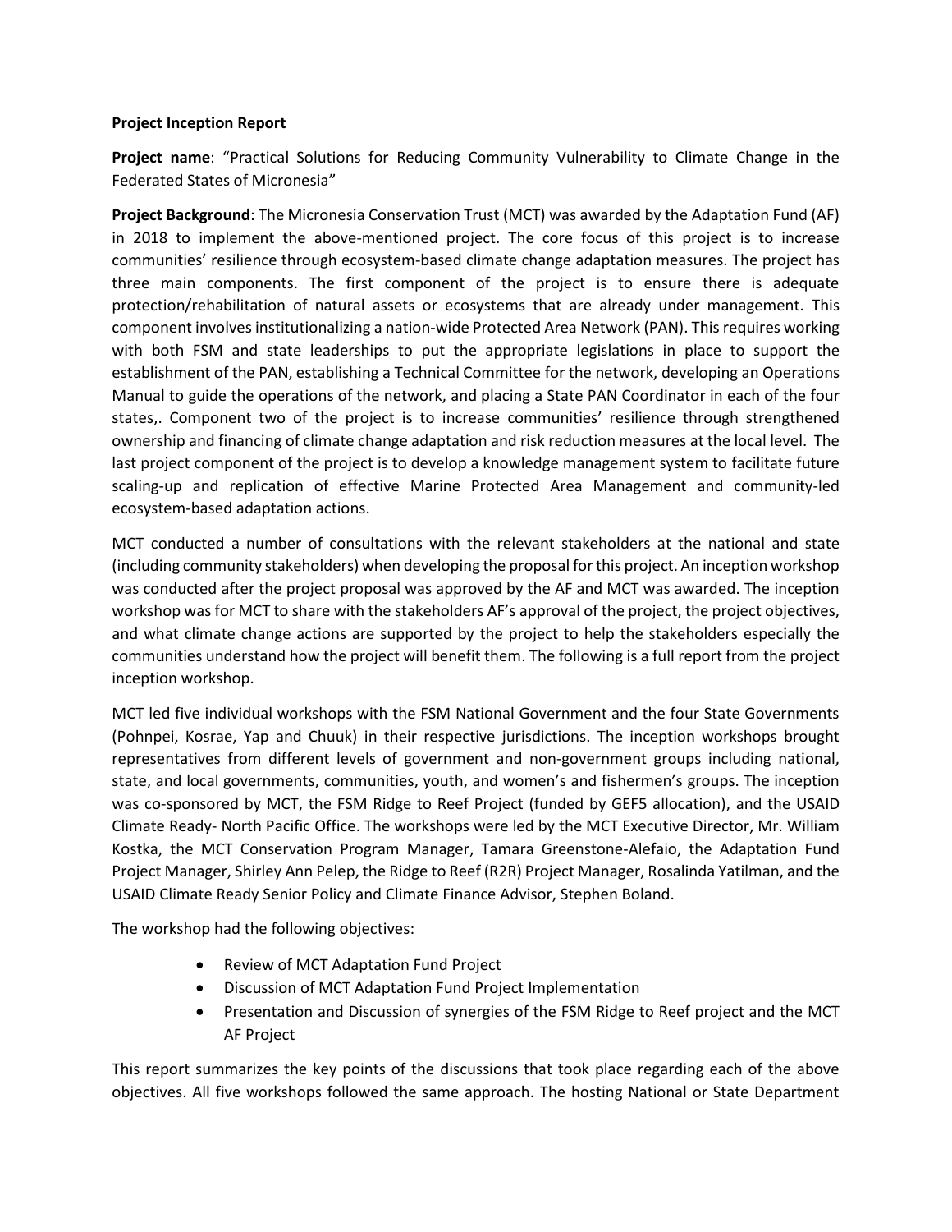**Project Inception Report**

**Project name**: "Practical Solutions for Reducing Community Vulnerability to Climate Change in the Federated States of Micronesia"

**Project Background**: The Micronesia Conservation Trust (MCT) was awarded by the Adaptation Fund (AF) in 2018 to implement the above-mentioned project. The core focus of this project is to increase communities' resilience through ecosystem-based climate change adaptation measures. The project has three main components. The first component of the project is to ensure there is adequate protection/rehabilitation of natural assets or ecosystems that are already under management. This component involves institutionalizing a nation-wide Protected Area Network (PAN). This requires working with both FSM and state leaderships to put the appropriate legislations in place to support the establishment of the PAN, establishing a Technical Committee for the network, developing an Operations Manual to guide the operations of the network, and placing a State PAN Coordinator in each of the four states,. Component two of the project is to increase communities' resilience through strengthened ownership and financing of climate change adaptation and risk reduction measures at the local level. The last project component of the project is to develop a knowledge management system to facilitate future scaling-up and replication of effective Marine Protected Area Management and community-led ecosystem-based adaptation actions.

MCT conducted a number of consultations with the relevant stakeholders at the national and state (including community stakeholders) when developing the proposal for this project. An inception workshop was conducted after the project proposal was approved by the AF and MCT was awarded. The inception workshop was for MCT to share with the stakeholders AF's approval of the project, the project objectives, and what climate change actions are supported by the project to help the stakeholders especially the communities understand how the project will benefit them. The following is a full report from the project inception workshop.

MCT led five individual workshops with the FSM National Government and the four State Governments (Pohnpei, Kosrae, Yap and Chuuk) in their respective jurisdictions. The inception workshops brought representatives from different levels of government and non-government groups including national, state, and local governments, communities, youth, and women's and fishermen's groups. The inception was co-sponsored by MCT, the FSM Ridge to Reef Project (funded by GEF5 allocation), and the USAID Climate Ready- North Pacific Office. The workshops were led by the MCT Executive Director, Mr. William Kostka, the MCT Conservation Program Manager, Tamara Greenstone-Alefaio, the Adaptation Fund Project Manager, Shirley Ann Pelep, the Ridge to Reef (R2R) Project Manager, Rosalinda Yatilman, and the USAID Climate Ready Senior Policy and Climate Finance Advisor, Stephen Boland.

The workshop had the following objectives:

- Review of MCT Adaptation Fund Project
- Discussion of MCT Adaptation Fund Project Implementation
- Presentation and Discussion of synergies of the FSM Ridge to Reef project and the MCT AF Project

This report summarizes the key points of the discussions that took place regarding each of the above objectives. All five workshops followed the same approach. The hosting National or State Department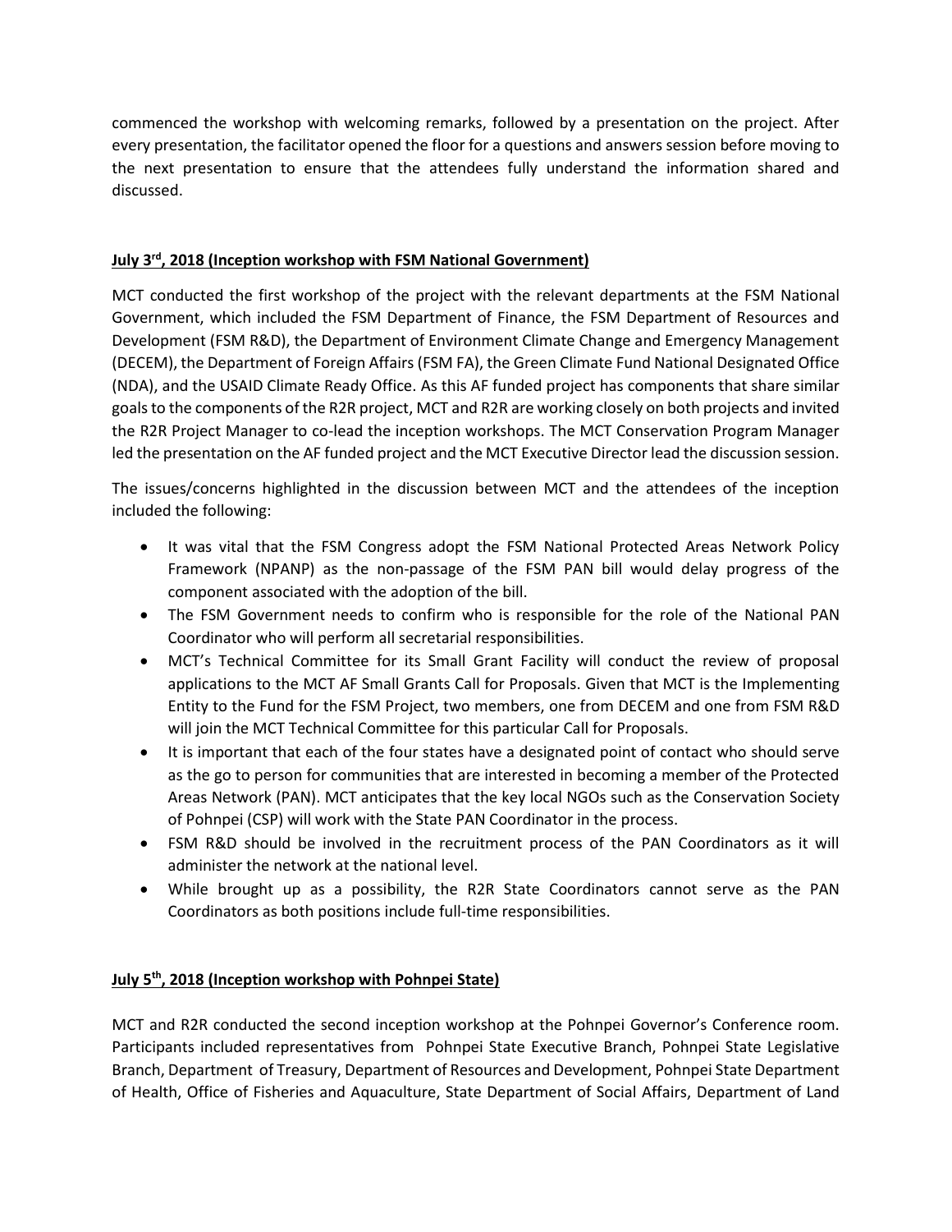commenced the workshop with welcoming remarks, followed by a presentation on the project. After every presentation, the facilitator opened the floor for a questions and answers session before moving to the next presentation to ensure that the attendees fully understand the information shared and discussed.

**July 3rd, 2018 (Inception workshop with FSM National Government)**

MCT conducted the first workshop of the project with the relevant departments at the FSM National Government, which included the FSM Department of Finance, the FSM Department of Resources and Development (FSM R&D), the Department of Environment Climate Change and Emergency Management (DECEM), the Department of Foreign Affairs (FSM FA), the Green Climate Fund National Designated Office (NDA), and the USAID Climate Ready Office. As this AF funded project has components that share similar goals to the components of the R2R project, MCT and R2R are working closely on both projects and invited the R2R Project Manager to co-lead the inception workshops. The MCT Conservation Program Manager led the presentation on the AF funded project and the MCT Executive Director lead the discussion session.

The issues/concerns highlighted in the discussion between MCT and the attendees of the inception included the following:

- It was vital that the FSM Congress adopt the FSM National Protected Areas Network Policy Framework (NPANP) as the non-passage of the FSM PAN bill would delay progress of the component associated with the adoption of the bill.
- The FSM Government needs to confirm who is responsible for the role of the National PAN Coordinator who will perform all secretarial responsibilities.
- MCT's Technical Committee for its Small Grant Facility will conduct the review of proposal applications to the MCT AF Small Grants Call for Proposals. Given that MCT is the Implementing Entity to the Fund for the FSM Project, two members, one from DECEM and one from FSM R&D will join the MCT Technical Committee for this particular Call for Proposals.
- It is important that each of the four states have a designated point of contact who should serve as the go to person for communities that are interested in becoming a member of the Protected Areas Network (PAN). MCT anticipates that the key local NGOs such as the Conservation Society of Pohnpei (CSP) will work with the State PAN Coordinator in the process.
- FSM R&D should be involved in the recruitment process of the PAN Coordinators as it will administer the network at the national level.
- While brought up as a possibility, the R2R State Coordinators cannot serve as the PAN Coordinators as both positions include full-time responsibilities.

**July 5th, 2018 (Inception workshop with Pohnpei State)**

MCT and R2R conducted the second inception workshop at the Pohnpei Governor's Conference room. Participants included representatives from Pohnpei State Executive Branch, Pohnpei State Legislative Branch, Department of Treasury, Department of Resources and Development, Pohnpei State Department of Health, Office of Fisheries and Aquaculture, State Department of Social Affairs, Department of Land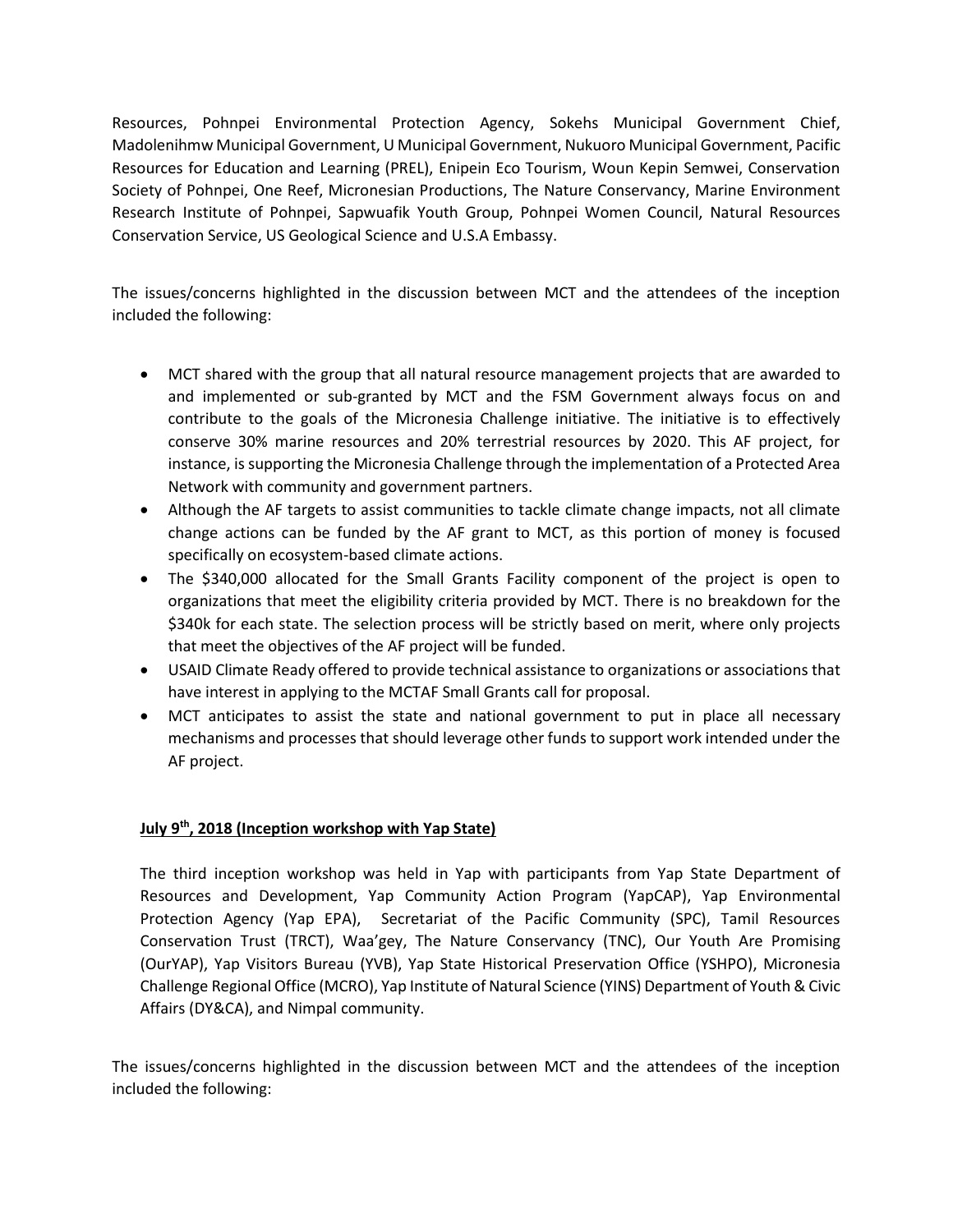Resources, Pohnpei Environmental Protection Agency, Sokehs Municipal Government Chief, Madolenihmw Municipal Government, U Municipal Government, Nukuoro Municipal Government, Pacific Resources for Education and Learning (PREL), Enipein Eco Tourism, Woun Kepin Semwei, Conservation Society of Pohnpei, One Reef, Micronesian Productions, The Nature Conservancy, Marine Environment Research Institute of Pohnpei, Sapwuafik Youth Group, Pohnpei Women Council, Natural Resources Conservation Service, US Geological Science and U.S.A Embassy.

The issues/concerns highlighted in the discussion between MCT and the attendees of the inception included the following:

- MCT shared with the group that all natural resource management projects that are awarded to and implemented or sub-granted by MCT and the FSM Government always focus on and contribute to the goals of the Micronesia Challenge initiative. The initiative is to effectively conserve 30% marine resources and 20% terrestrial resources by 2020. This AF project, for instance, is supporting the Micronesia Challenge through the implementation of a Protected Area Network with community and government partners.
- Although the AF targets to assist communities to tackle climate change impacts, not all climate change actions can be funded by the AF grant to MCT, as this portion of money is focused specifically on ecosystem-based climate actions.
- The $340,000 allocated for the Small Grants Facility component of the project is open to organizations that meet the eligibility criteria provided by MCT. There is no breakdown for the $340k for each state. The selection process will be strictly based on merit, where only projects that meet the objectives of the AF project will be funded.
- USAID Climate Ready offered to provide technical assistance to organizations or associations that have interest in applying to the MCTAF Small Grants call for proposal.
- MCT anticipates to assist the state and national government to put in place all necessary mechanisms and processes that should leverage other funds to support work intended under the AF project.

**July 9th, 2018 (Inception workshop with Yap State)**

The third inception workshop was held in Yap with participants from Yap State Department of Resources and Development, Yap Community Action Program (YapCAP), Yap Environmental Protection Agency (Yap EPA), Secretariat of the Pacific Community (SPC), Tamil Resources Conservation Trust (TRCT), Waa'gey, The Nature Conservancy (TNC), Our Youth Are Promising (OurYAP), Yap Visitors Bureau (YVB), Yap State Historical Preservation Office (YSHPO), Micronesia Challenge Regional Office (MCRO), Yap Institute of Natural Science (YINS) Department of Youth & Civic Affairs (DY&CA), and Nimpal community.

The issues/concerns highlighted in the discussion between MCT and the attendees of the inception included the following: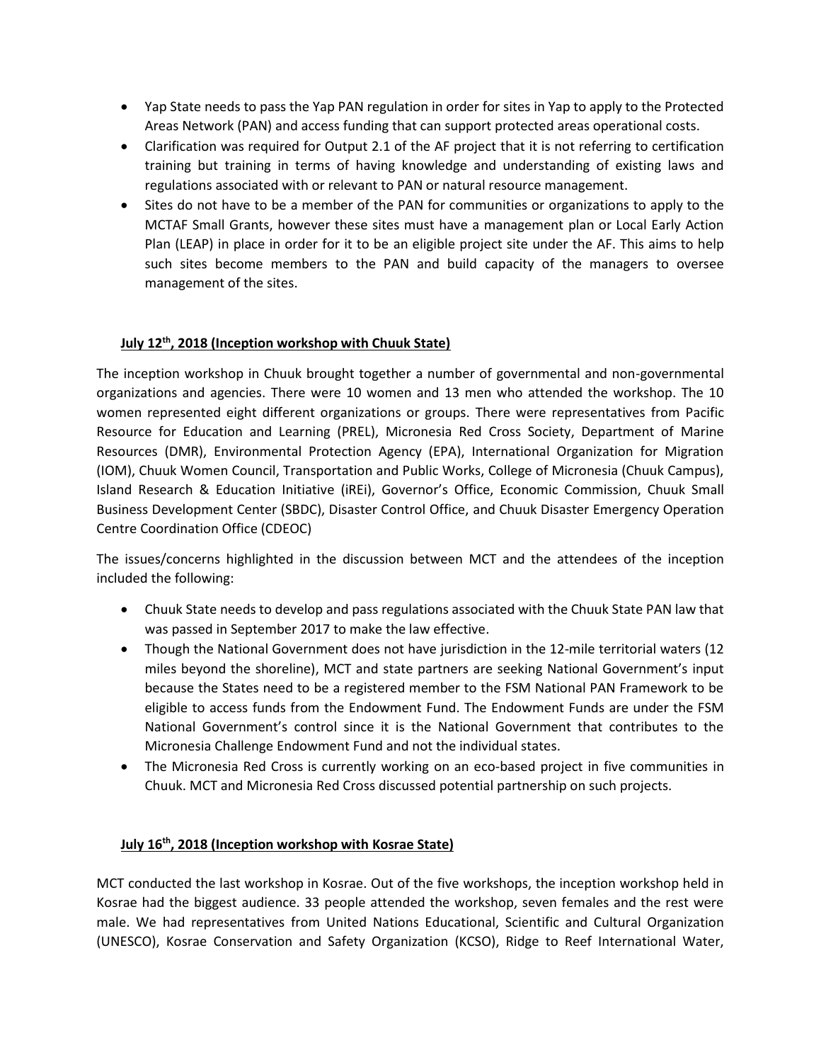- Yap State needs to pass the Yap PAN regulation in order for sites in Yap to apply to the Protected Areas Network (PAN) and access funding that can support protected areas operational costs.
- Clarification was required for Output 2.1 of the AF project that it is not referring to certification training but training in terms of having knowledge and understanding of existing laws and regulations associated with or relevant to PAN or natural resource management.
- Sites do not have to be a member of the PAN for communities or organizations to apply to the MCTAF Small Grants, however these sites must have a management plan or Local Early Action Plan (LEAP) in place in order for it to be an eligible project site under the AF. This aims to help such sites become members to the PAN and build capacity of the managers to oversee management of the sites.

**July 12th, 2018 (Inception workshop with Chuuk State)**

The inception workshop in Chuuk brought together a number of governmental and non-governmental organizations and agencies. There were 10 women and 13 men who attended the workshop. The 10 women represented eight different organizations or groups. There were representatives from Pacific Resource for Education and Learning (PREL), Micronesia Red Cross Society, Department of Marine Resources (DMR), Environmental Protection Agency (EPA), International Organization for Migration (IOM), Chuuk Women Council, Transportation and Public Works, College of Micronesia (Chuuk Campus), Island Research & Education Initiative (iREi), Governor's Office, Economic Commission, Chuuk Small Business Development Center (SBDC), Disaster Control Office, and Chuuk Disaster Emergency Operation Centre Coordination Office (CDEOC)

The issues/concerns highlighted in the discussion between MCT and the attendees of the inception included the following:

- Chuuk State needs to develop and pass regulations associated with the Chuuk State PAN law that was passed in September 2017 to make the law effective.
- Though the National Government does not have jurisdiction in the 12-mile territorial waters (12 miles beyond the shoreline), MCT and state partners are seeking National Government's input because the States need to be a registered member to the FSM National PAN Framework to be eligible to access funds from the Endowment Fund. The Endowment Funds are under the FSM National Government's control since it is the National Government that contributes to the Micronesia Challenge Endowment Fund and not the individual states.
- The Micronesia Red Cross is currently working on an eco-based project in five communities in Chuuk. MCT and Micronesia Red Cross discussed potential partnership on such projects.

**July 16th, 2018 (Inception workshop with Kosrae State)**

MCT conducted the last workshop in Kosrae. Out of the five workshops, the inception workshop held in Kosrae had the biggest audience. 33 people attended the workshop, seven females and the rest were male. We had representatives from United Nations Educational, Scientific and Cultural Organization (UNESCO), Kosrae Conservation and Safety Organization (KCSO), Ridge to Reef International Water,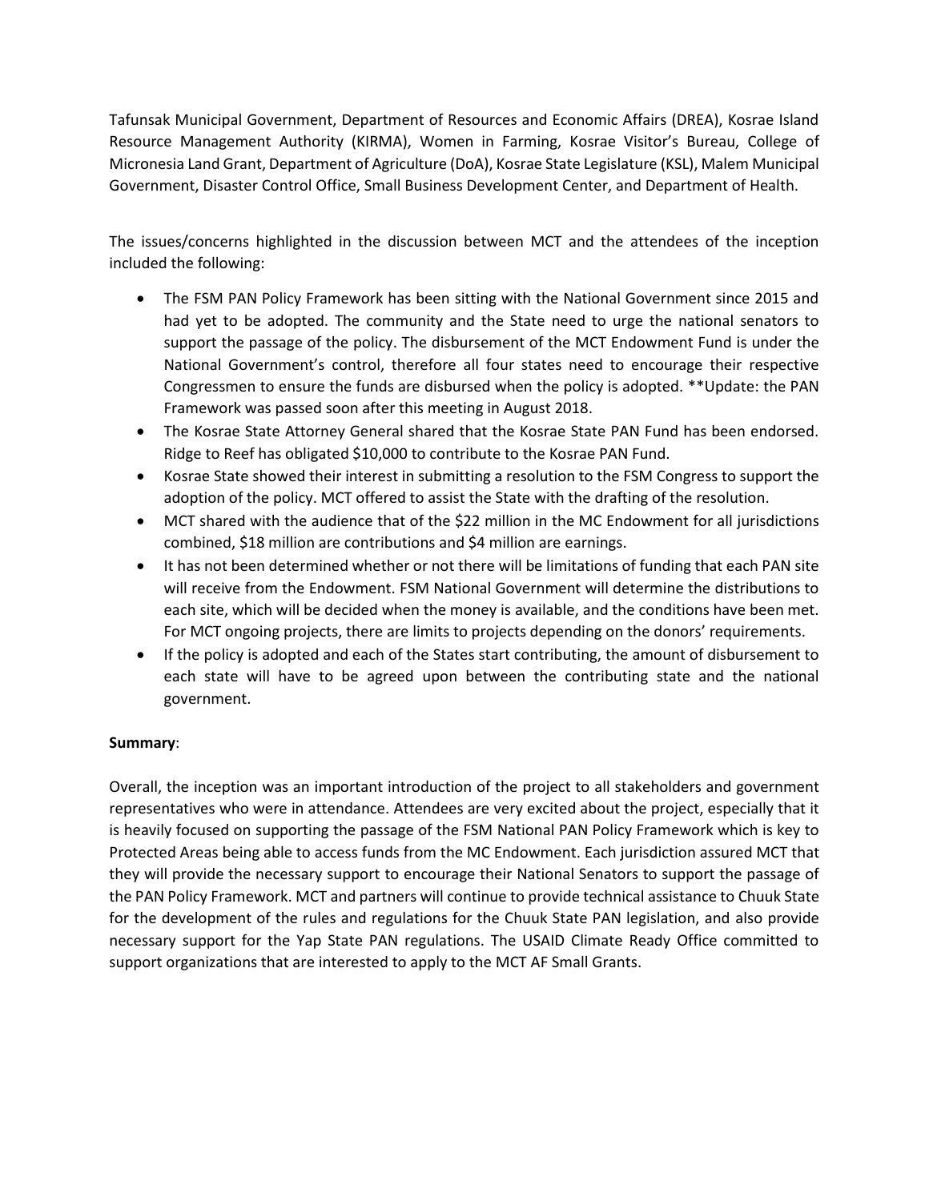Tafunsak Municipal Government, Department of Resources and Economic Affairs (DREA), Kosrae Island Resource Management Authority (KIRMA), Women in Farming, Kosrae Visitor's Bureau, College of Micronesia Land Grant, Department of Agriculture (DoA), Kosrae State Legislature (KSL), Malem Municipal Government, Disaster Control Office, Small Business Development Center, and Department of Health.

The issues/concerns highlighted in the discussion between MCT and the attendees of the inception included the following:

- The FSM PAN Policy Framework has been sitting with the National Government since 2015 and had yet to be adopted. The community and the State need to urge the national senators to support the passage of the policy. The disbursement of the MCT Endowment Fund is under the National Government's control, therefore all four states need to encourage their respective Congressmen to ensure the funds are disbursed when the policy is adopted. **Update: the PAN Framework was passed soon after this meeting in August 2018.
- The Kosrae State Attorney General shared that the Kosrae State PAN Fund has been endorsed. Ridge to Reef has obligated $10,000 to contribute to the Kosrae PAN Fund.
- Kosrae State showed their interest in submitting a resolution to the FSM Congress to support the adoption of the policy. MCT offered to assist the State with the drafting of the resolution.
- MCT shared with the audience that of the $22 million in the MC Endowment for all jurisdictions combined, $18 million are contributions and $4 million are earnings.
- It has not been determined whether or not there will be limitations of funding that each PAN site will receive from the Endowment. FSM National Government will determine the distributions to each site, which will be decided when the money is available, and the conditions have been met. For MCT ongoing projects, there are limits to projects depending on the donors' requirements.
- If the policy is adopted and each of the States start contributing, the amount of disbursement to each state will have to be agreed upon between the contributing state and the national government.

**Summary**:

Overall, the inception was an important introduction of the project to all stakeholders and government representatives who were in attendance. Attendees are very excited about the project, especially that it is heavily focused on supporting the passage of the FSM National PAN Policy Framework which is key to Protected Areas being able to access funds from the MC Endowment. Each jurisdiction assured MCT that they will provide the necessary support to encourage their National Senators to support the passage of the PAN Policy Framework. MCT and partners will continue to provide technical assistance to Chuuk State for the development of the rules and regulations for the Chuuk State PAN legislation, and also provide necessary support for the Yap State PAN regulations. The USAID Climate Ready Office committed to support organizations that are interested to apply to the MCT AF Small Grants.